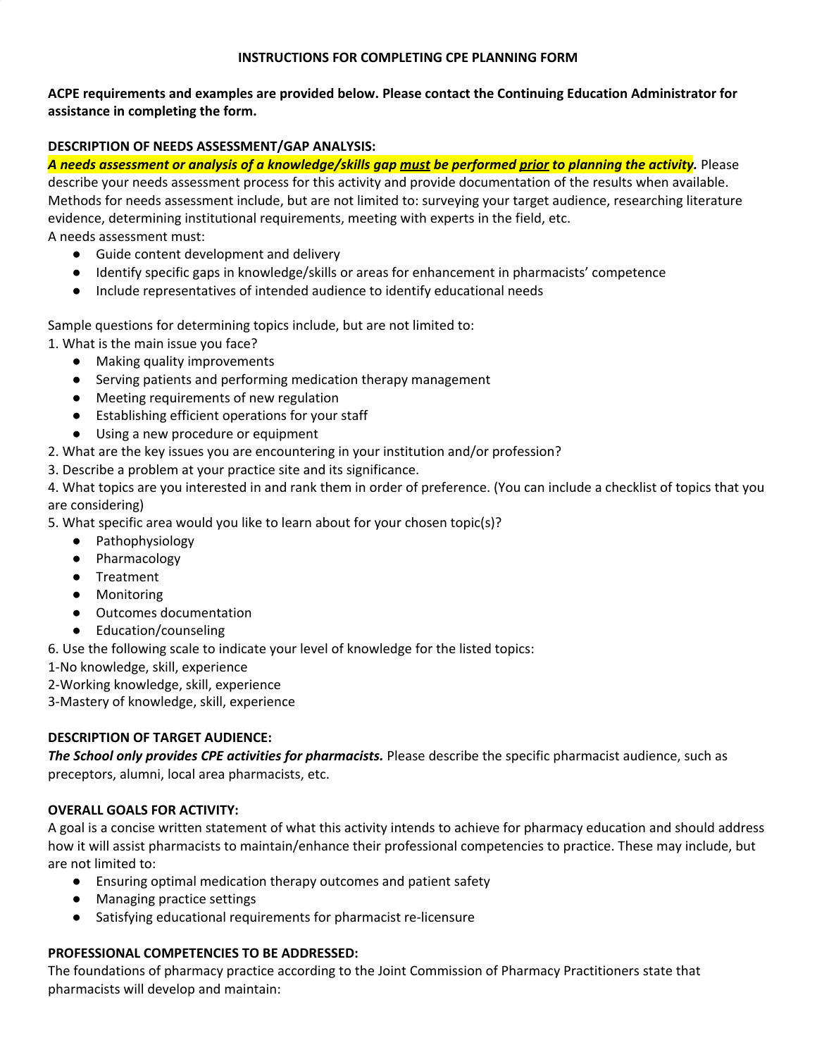**INSTRUCTIONS FOR COMPLETING CPE PLANNING FORM**

**ACPE requirements and examples are provided below. Please contact the Continuing Education Administrator for assistance in completing the form.**

**DESCRIPTION OF NEEDS ASSESSMENT/GAP ANALYSIS:**

***A needs assessment or analysis of a knowledge/skills gap <u>must</u> be performed <u>prior</u> to planning the activity.*** Please describe your needs assessment process for this activity and provide documentation of the results when available. Methods for needs assessment include, but are not limited to: surveying your target audience, researching literature evidence, determining institutional requirements, meeting with experts in the field, etc.

A needs assessment must:

- Guide content development and delivery
- Identify specific gaps in knowledge/skills or areas for enhancement in pharmacists' competence
- Include representatives of intended audience to identify educational needs

Sample questions for determining topics include, but are not limited to:

1. What is the main issue you face?
   - Making quality improvements
   - Serving patients and performing medication therapy management
   - Meeting requirements of new regulation
   - Establishing efficient operations for your staff
   - Using a new procedure or equipment
2. What are the key issues you are encountering in your institution and/or profession?
3. Describe a problem at your practice site and its significance.
4. What topics are you interested in and rank them in order of preference. (You can include a checklist of topics that you are considering)
5. What specific area would you like to learn about for your chosen topic(s)?
   - Pathophysiology
   - Pharmacology
   - Treatment
   - Monitoring
   - Outcomes documentation
   - Education/counseling
6. Use the following scale to indicate your level of knowledge for the listed topics:

1-No knowledge, skill, experience
2-Working knowledge, skill, experience
3-Mastery of knowledge, skill, experience

**DESCRIPTION OF TARGET AUDIENCE:**

***The School only provides CPE activities for pharmacists.*** Please describe the specific pharmacist audience, such as preceptors, alumni, local area pharmacists, etc.

**OVERALL GOALS FOR ACTIVITY:**

A goal is a concise written statement of what this activity intends to achieve for pharmacy education and should address how it will assist pharmacists to maintain/enhance their professional competencies to practice. These may include, but are not limited to:

- Ensuring optimal medication therapy outcomes and patient safety
- Managing practice settings
- Satisfying educational requirements for pharmacist re-licensure

**PROFESSIONAL COMPETENCIES TO BE ADDRESSED:**

The foundations of pharmacy practice according to the Joint Commission of Pharmacy Practitioners state that pharmacists will develop and maintain: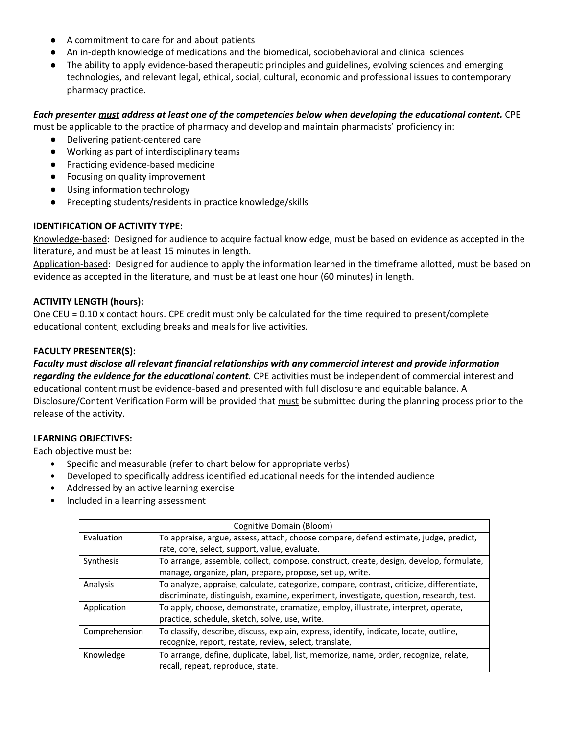- A commitment to care for and about patients
- An in-depth knowledge of medications and the biomedical, sociobehavioral and clinical sciences
- The ability to apply evidence-based therapeutic principles and guidelines, evolving sciences and emerging technologies, and relevant legal, ethical, social, cultural, economic and professional issues to contemporary pharmacy practice.

***Each presenter <u>must</u> address at least one of the competencies below when developing the educational content.*** CPE must be applicable to the practice of pharmacy and develop and maintain pharmacists' proficiency in:

- Delivering patient-centered care
- Working as part of interdisciplinary teams
- Practicing evidence-based medicine
- Focusing on quality improvement
- Using information technology
- Precepting students/residents in practice knowledge/skills

**IDENTIFICATION OF ACTIVITY TYPE:**

<u>Knowledge-based</u>: Designed for audience to acquire factual knowledge, must be based on evidence as accepted in the literature, and must be at least 15 minutes in length.

<u>Application-based</u>: Designed for audience to apply the information learned in the timeframe allotted, must be based on evidence as accepted in the literature, and must be at least one hour (60 minutes) in length.

**ACTIVITY LENGTH (hours):**

One CEU = 0.10 x contact hours. CPE credit must only be calculated for the time required to present/complete educational content, excluding breaks and meals for live activities.

**FACULTY PRESENTER(S):**

***Faculty must disclose all relevant financial relationships with any commercial interest and provide information regarding the evidence for the educational content.*** CPE activities must be independent of commercial interest and educational content must be evidence-based and presented with full disclosure and equitable balance. A Disclosure/Content Verification Form will be provided that <u>must</u> be submitted during the planning process prior to the release of the activity.

**LEARNING OBJECTIVES:**

Each objective must be:

- Specific and measurable (refer to chart below for appropriate verbs)
- Developed to specifically address identified educational needs for the intended audience
- Addressed by an active learning exercise
- Included in a learning assessment

| Cognitive Domain (Bloom) | |
|---|---|
| Evaluation | To appraise, argue, assess, attach, choose compare, defend estimate, judge, predict, rate, core, select, support, value, evaluate. |
| Synthesis | To arrange, assemble, collect, compose, construct, create, design, develop, formulate, manage, organize, plan, prepare, propose, set up, write. |
| Analysis | To analyze, appraise, calculate, categorize, compare, contrast, criticize, differentiate, discriminate, distinguish, examine, experiment, investigate, question, research, test. |
| Application | To apply, choose, demonstrate, dramatize, employ, illustrate, interpret, operate, practice, schedule, sketch, solve, use, write. |
| Comprehension | To classify, describe, discuss, explain, express, identify, indicate, locate, outline, recognize, report, restate, review, select, translate, |
| Knowledge | To arrange, define, duplicate, label, list, memorize, name, order, recognize, relate, recall, repeat, reproduce, state. |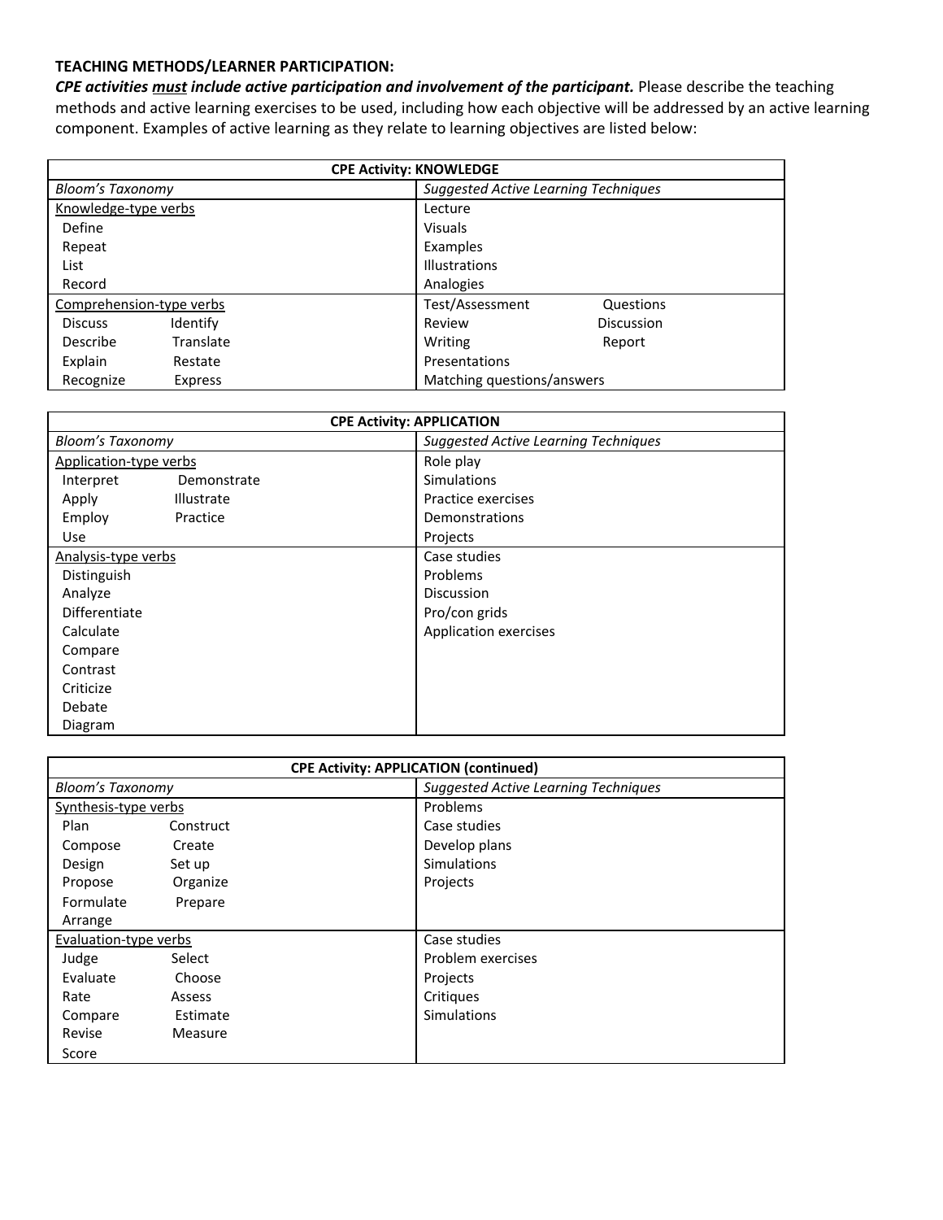**TEACHING METHODS/LEARNER PARTICIPATION:**

***CPE activities must include active participation and involvement of the participant.*** Please describe the teaching methods and active learning exercises to be used, including how each objective will be addressed by an active learning component. Examples of active learning as they relate to learning objectives are listed below:

| **CPE Activity: KNOWLEDGE** | |
|---|---|
| *Bloom's Taxonomy* | *Suggested Active Learning Techniques* |
| Knowledge-type verbs<br>Define<br>Repeat<br>List<br>Record | Lecture<br>Visuals<br>Examples<br>Illustrations<br>Analogies |
| Comprehension-type verbs<br>Discuss Identify<br>Describe Translate<br>Explain Restate<br>Recognize Express | Test/Assessment Questions<br>Review Discussion<br>Writing Report<br>Presentations<br>Matching questions/answers |

| **CPE Activity: APPLICATION** | |
|---|---|
| *Bloom's Taxonomy* | *Suggested Active Learning Techniques* |
| Application-type verbs<br>Interpret Demonstrate<br>Apply Illustrate<br>Employ Practice<br>Use | Role play<br>Simulations<br>Practice exercises<br>Demonstrations<br>Projects |
| Analysis-type verbs<br>Distinguish<br>Analyze<br>Differentiate<br>Calculate<br>Compare<br>Contrast<br>Criticize<br>Debate<br>Diagram | Case studies<br>Problems<br>Discussion<br>Pro/con grids<br>Application exercises |

| **CPE Activity: APPLICATION (continued)** | |
|---|---|
| *Bloom's Taxonomy* | *Suggested Active Learning Techniques* |
| Synthesis-type verbs<br>Plan Construct<br>Compose Create<br>Design Set up<br>Propose Organize<br>Formulate Prepare<br>Arrange | Problems<br>Case studies<br>Develop plans<br>Simulations<br>Projects |
| Evaluation-type verbs<br>Judge Select<br>Evaluate Choose<br>Rate Assess<br>Compare Estimate<br>Revise Measure<br>Score | Case studies<br>Problem exercises<br>Projects<br>Critiques<br>Simulations |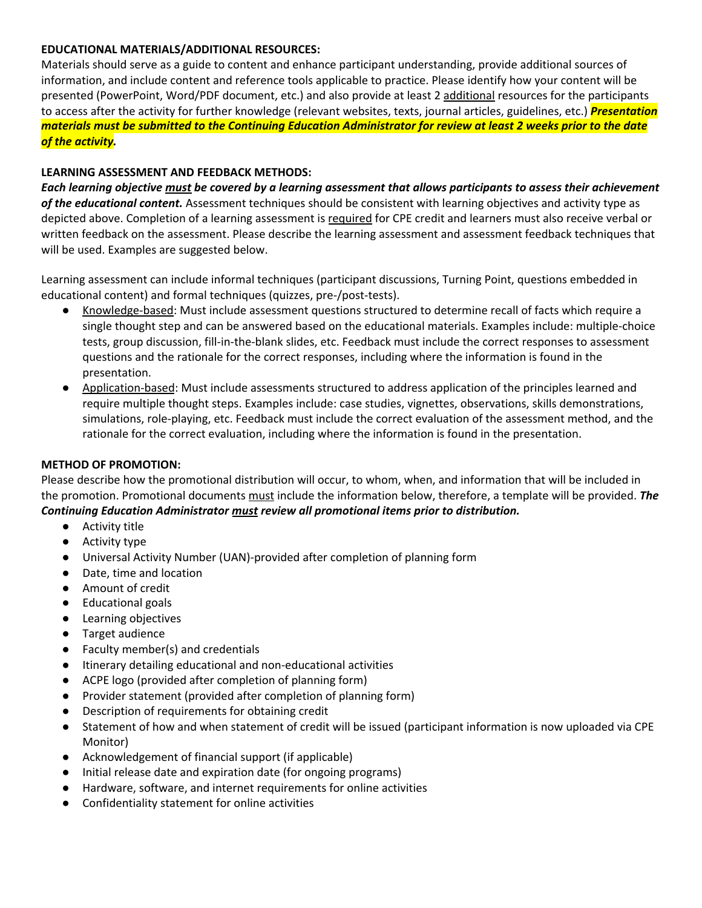**EDUCATIONAL MATERIALS/ADDITIONAL RESOURCES:**

Materials should serve as a guide to content and enhance participant understanding, provide additional sources of information, and include content and reference tools applicable to practice. Please identify how your content will be presented (PowerPoint, Word/PDF document, etc.) and also provide at least 2 additional resources for the participants to access after the activity for further knowledge (relevant websites, texts, journal articles, guidelines, etc.) ***Presentation materials must be submitted to the Continuing Education Administrator for review at least 2 weeks prior to the date of the activity.***

**LEARNING ASSESSMENT AND FEEDBACK METHODS:**

***Each learning objective must be covered by a learning assessment that allows participants to assess their achievement of the educational content.*** Assessment techniques should be consistent with learning objectives and activity type as depicted above. Completion of a learning assessment is required for CPE credit and learners must also receive verbal or written feedback on the assessment. Please describe the learning assessment and assessment feedback techniques that will be used. Examples are suggested below.

Learning assessment can include informal techniques (participant discussions, Turning Point, questions embedded in educational content) and formal techniques (quizzes, pre-/post-tests).

- Knowledge-based: Must include assessment questions structured to determine recall of facts which require a single thought step and can be answered based on the educational materials. Examples include: multiple-choice tests, group discussion, fill-in-the-blank slides, etc. Feedback must include the correct responses to assessment questions and the rationale for the correct responses, including where the information is found in the presentation.
- Application-based: Must include assessments structured to address application of the principles learned and require multiple thought steps. Examples include: case studies, vignettes, observations, skills demonstrations, simulations, role-playing, etc. Feedback must include the correct evaluation of the assessment method, and the rationale for the correct evaluation, including where the information is found in the presentation.

**METHOD OF PROMOTION:**

Please describe how the promotional distribution will occur, to whom, when, and information that will be included in the promotion. Promotional documents must include the information below, therefore, a template will be provided. ***The Continuing Education Administrator must review all promotional items prior to distribution.***

- Activity title
- Activity type
- Universal Activity Number (UAN)-provided after completion of planning form
- Date, time and location
- Amount of credit
- Educational goals
- Learning objectives
- Target audience
- Faculty member(s) and credentials
- Itinerary detailing educational and non-educational activities
- ACPE logo (provided after completion of planning form)
- Provider statement (provided after completion of planning form)
- Description of requirements for obtaining credit
- Statement of how and when statement of credit will be issued (participant information is now uploaded via CPE Monitor)
- Acknowledgement of financial support (if applicable)
- Initial release date and expiration date (for ongoing programs)
- Hardware, software, and internet requirements for online activities
- Confidentiality statement for online activities